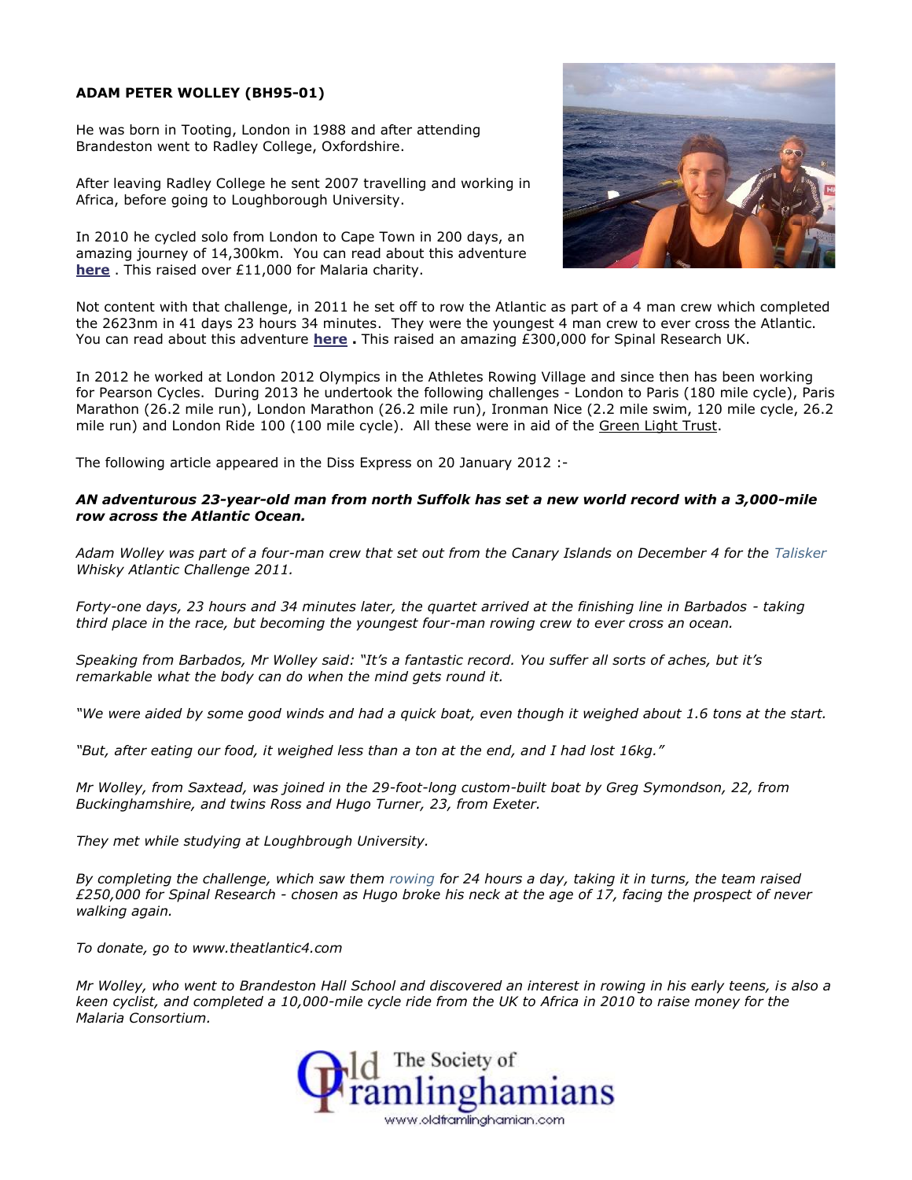**ADAM PETER WOLLEY (BH95-01)**

He was born in Tooting, London in 1988 and after attending Brandeston went to Radley College, Oxfordshire.

After leaving Radley College he sent 2007 travelling and working in Africa, before going to Loughborough University.

In 2010 he cycled solo from London to Cape Town in 200 days, an amazing journey of 14,300km. You can read about this adventure **here** . This raised over £11,000 for Malaria charity.

Not content with that challenge, in 2011 he set off to row the Atlantic as part of a 4 man crew which completed the 2623nm in 41 days 23 hours 34 minutes. They were the youngest 4 man crew to ever cross the Atlantic. You can read about this adventure **here** **.** This raised an amazing £300,000 for Spinal Research UK.

In 2012 he worked at London 2012 Olympics in the Athletes Rowing Village and since then has been working for Pearson Cycles. During 2013 he undertook the following challenges - London to Paris (180 mile cycle), Paris Marathon (26.2 mile run), London Marathon (26.2 mile run), Ironman Nice (2.2 mile swim, 120 mile cycle, 26.2 mile run) and London Ride 100 (100 mile cycle). All these were in aid of the Green Light Trust.

The following article appeared in the Diss Express on 20 January 2012 :-

***AN adventurous 23-year-old man from north Suffolk has set a new world record with a 3,000-mile row across the Atlantic Ocean.***

*Adam Wolley was part of a four-man crew that set out from the Canary Islands on December 4 for the Talisker Whisky Atlantic Challenge 2011.*

*Forty-one days, 23 hours and 34 minutes later, the quartet arrived at the finishing line in Barbados - taking third place in the race, but becoming the youngest four-man rowing crew to ever cross an ocean.*

*Speaking from Barbados, Mr Wolley said: "It's a fantastic record. You suffer all sorts of aches, but it's remarkable what the body can do when the mind gets round it.*

*"We were aided by some good winds and had a quick boat, even though it weighed about 1.6 tons at the start.*

*"But, after eating our food, it weighed less than a ton at the end, and I had lost 16kg."*

*Mr Wolley, from Saxtead, was joined in the 29-foot-long custom-built boat by Greg Symondson, 22, from Buckinghamshire, and twins Ross and Hugo Turner, 23, from Exeter.*

*They met while studying at Loughbrough University.*

*By completing the challenge, which saw them rowing for 24 hours a day, taking it in turns, the team raised £250,000 for Spinal Research - chosen as Hugo broke his neck at the age of 17, facing the prospect of never walking again.*

*To donate, go to www.theatlantic4.com*

*Mr Wolley, who went to Brandeston Hall School and discovered an interest in rowing in his early teens, is also a keen cyclist, and completed a 10,000-mile cycle ride from the UK to Africa in 2010 to raise money for the Malaria Consortium.*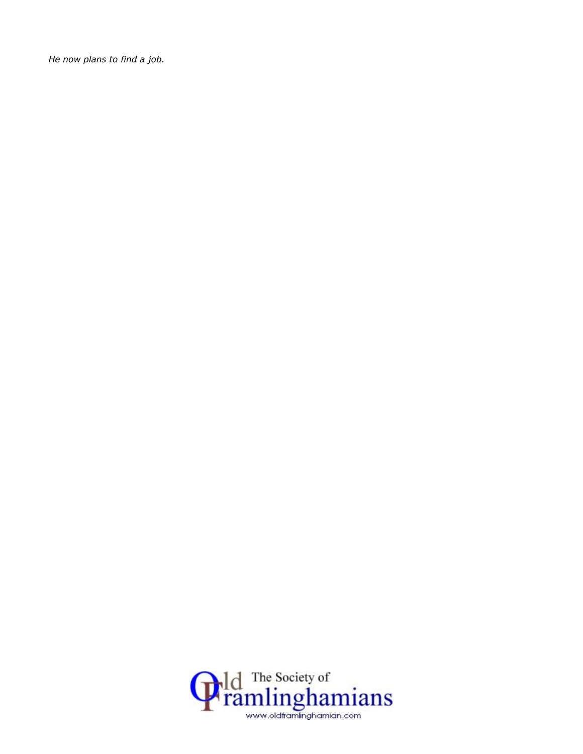*He now plans to find a job.*